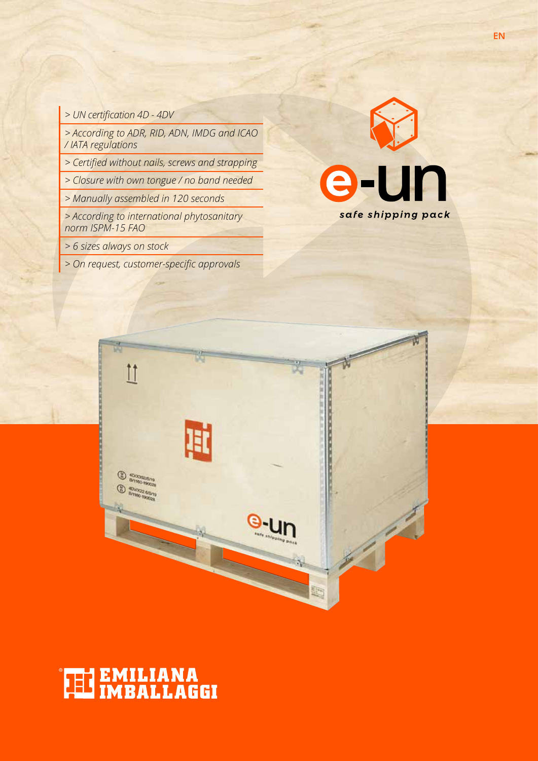EN

- UN certification 4D - 4DV
- According to ADR, RID, ADN, IMDG and ICAO / IATA regulations
- Certified without nails, screws and strapping
- Closure with own tongue / no band needed
- Manually assembled in 120 seconds
- According to international phytosanitary norm ISPM-15 FAO
- 6 sizes always on stock
- On request, customer-specific approvals

e-un

*safe shipping pack*

EMILIANA IMBALLAGGI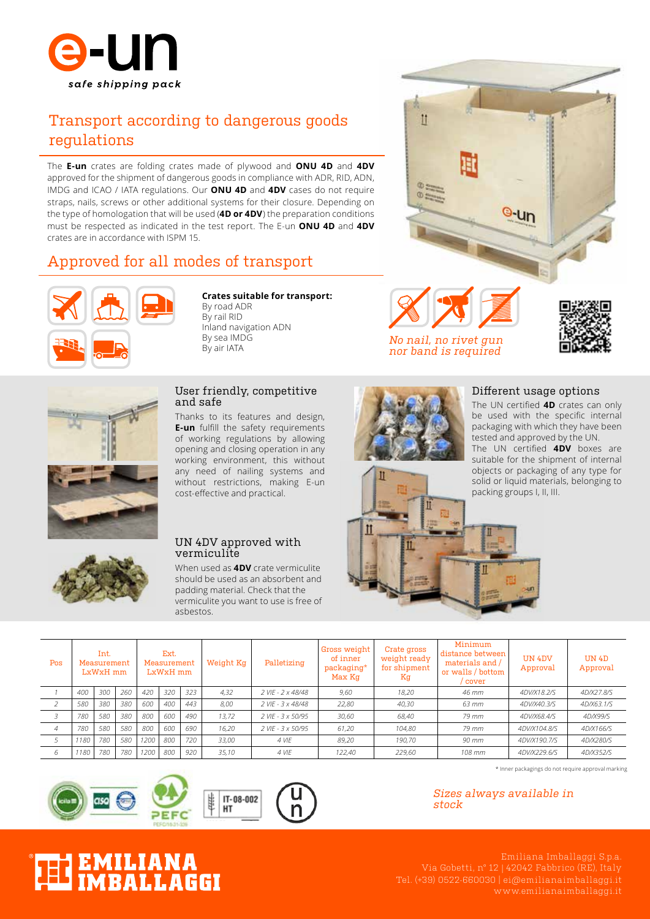# e-un

*safe shipping pack*

## Transport according to dangerous goods regulations

The **E-un** crates are folding crates made of plywood and **ONU 4D** and **4DV** approved for the shipment of dangerous goods in compliance with ADR, RID, ADN, IMDG and ICAO / IATA regulations. Our **ONU 4D** and **4DV** cases do not require straps, nails, screws or other additional systems for their closure. Depending on the type of homologation that will be used (**4D or 4DV**) the preparation conditions must be respected as indicated in the test report. The E-un **ONU 4D** and **4DV** crates are in accordance with ISPM 15.

## Approved for all modes of transport

**Crates suitable for transport:**
By road ADR
By rail RID
Inland navigation ADN
By sea IMDG
By air IATA

*No nail, no rivet gun nor band is required*

### User friendly, competitive and safe

Thanks to its features and design, **E-un** fulfill the safety requirements of working regulations by allowing opening and closing operation in any working environment, this without any need of nailing systems and without restrictions, making E-un cost-effective and practical.

### UN 4DV approved with vermiculite

When used as **4DV** crate vermiculite should be used as an absorbent and padding material. Check that the vermiculite you want to use is free of asbestos.

### Different usage options

The UN certified **4D** crates can only be used with the specific internal packaging with which they have been tested and approved by the UN.
The UN certified **4DV** boxes are suitable for the shipment of internal objects or packaging of any type for solid or liquid materials, belonging to packing groups I, II, III.

| Pos | Int. Measurement LxWxH mm | | | Ext. Measurement LxWxH mm | | | Weight Kg | Palletizing | Gross weight of inner packaging* Max Kg | Crate gross weight ready for shipment Kg | Minimum distance between materials and / or walls / bottom / cover | UN 4DV Approval | UN 4D Approval |
|---|---|---|---|---|---|---|---|---|---|---|---|---|---|
| 1 | 400 | 300 | 260 | 420 | 320 | 323 | 4,32 | 2 VIE - 2 x 48/48 | 9,60 | 18,20 | 46 mm | 4DV/X18.2/S | 4D/X27.8/S |
| 2 | 580 | 380 | 380 | 600 | 400 | 443 | 8,00 | 2 VIE - 3 x 48/48 | 22,80 | 40,30 | 63 mm | 4DV/X40.3/S | 4D/X63.1/S |
| 3 | 780 | 580 | 380 | 800 | 600 | 490 | 13,72 | 2 VIE - 3 x 50/95 | 30,60 | 68,40 | 79 mm | 4DV/X68.4/S | 4D/X99/S |
| 4 | 780 | 580 | 580 | 800 | 600 | 690 | 16,20 | 2 VIE - 3 x 50/95 | 61,20 | 104,80 | 79 mm | 4DV/X104.8/S | 4D/X166/S |
| 5 | 1180 | 780 | 580 | 1200 | 800 | 720 | 33,00 | 4 VIE | 89,20 | 190,70 | 90 mm | 4DV/X190.7/S | 4D/X280/S |
| 6 | 1180 | 780 | 780 | 1200 | 800 | 920 | 35,10 | 4 VIE | 122,40 | 229,60 | 108 mm | 4DV/X229.6/S | 4D/X352/S |

\* Inner packagings do not require approval marking

IT-08-002 HT

*Sizes always available in stock*

**EMILIANA IMBALLAGGI**

Emiliana Imballaggi S.p.a.
Via Gobetti, n° 12 | 42042 Fabbrico (RE), Italy
Tel. (+39) 0522-660030 | ei@emilianaimballaggi.it
www.emilianaimballaggi.it